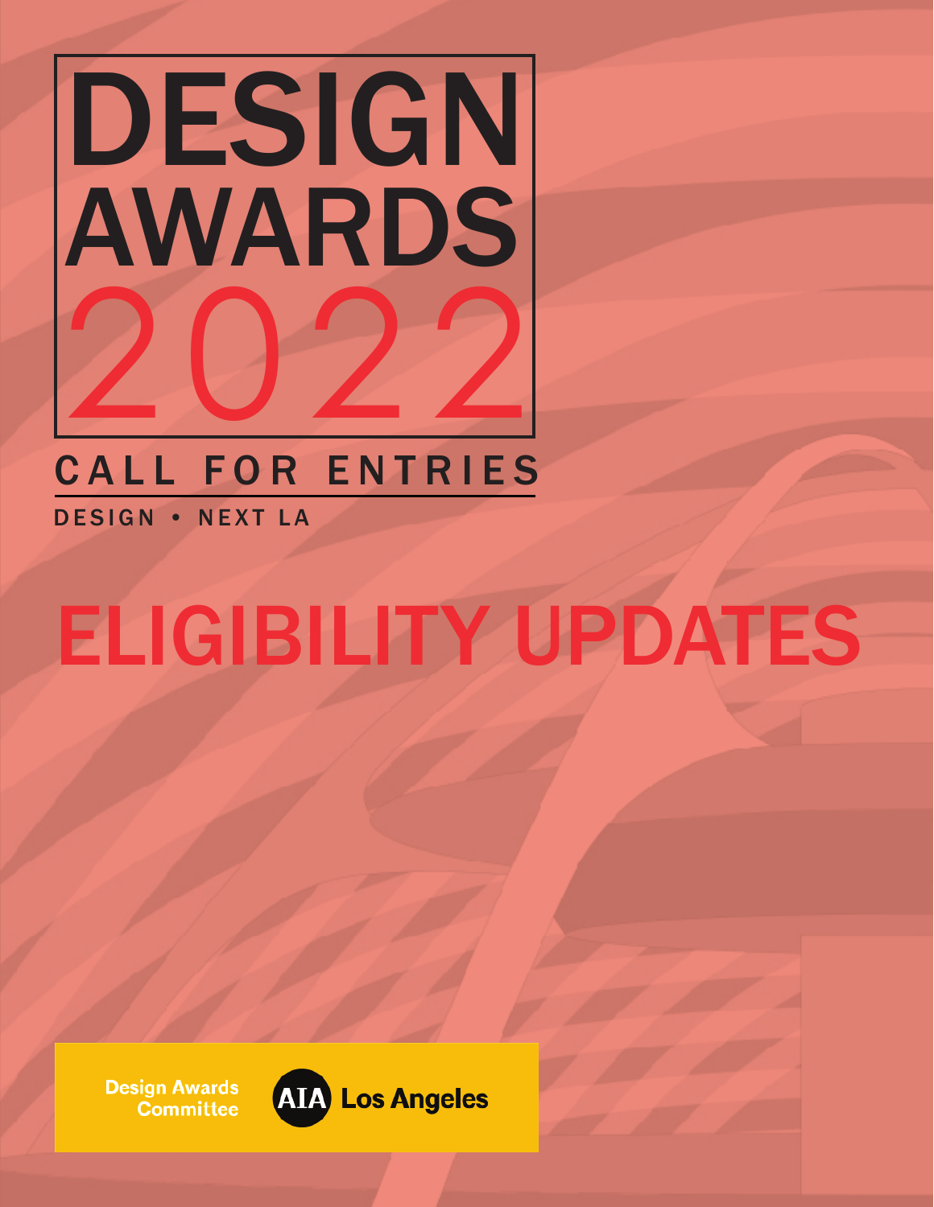# DESIGN AWARDS 2022

CALL FOR ENTRIES

DESIGN • NEXT LA

# ELIGIBILITY UPDATES

Design Awards Committee

AIA Los Angeles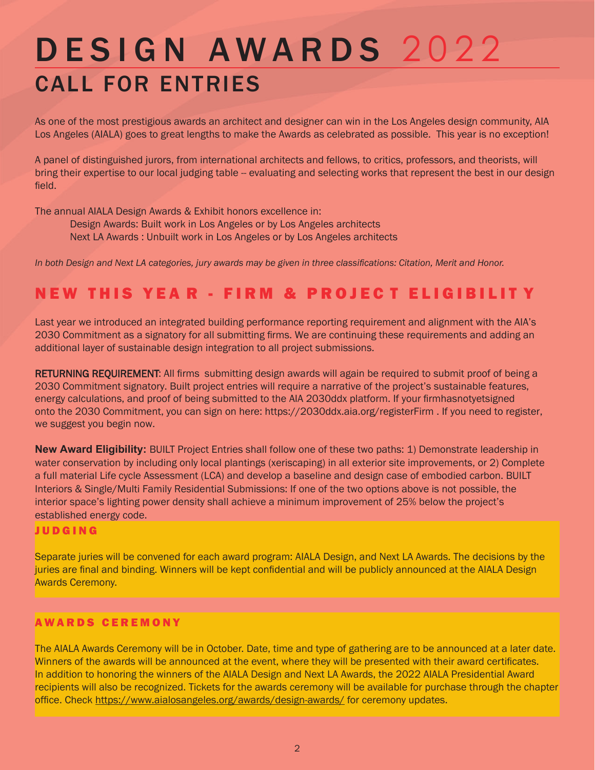# DESIGN AWARDS 2022

## CALL FOR ENTRIES

As one of the most prestigious awards an architect and designer can win in the Los Angeles design community, AIA Los Angeles (AIALA) goes to great lengths to make the Awards as celebrated as possible.  This year is no exception!

A panel of distinguished jurors, from international architects and fellows, to critics, professors, and theorists, will bring their expertise to our local judging table -- evaluating and selecting works that represent the best in our design field.

The annual AIALA Design Awards & Exhibit honors excellence in:

- Design Awards: Built work in Los Angeles or by Los Angeles architects
- Next LA Awards : Unbuilt work in Los Angeles or by Los Angeles architects

*In both Design and Next LA categories, jury awards may be given in three classifications: Citation, Merit and Honor.*

## NEW THIS YEAR - FIRM & PROJECT ELIGIBILITY

Last year we introduced an integrated building performance reporting requirement and alignment with the AIA's 2030 Commitment as a signatory for all submitting firms. We are continuing these requirements and adding an additional layer of sustainable design integration to all project submissions.

**RETURNING REQUIREMENT**: All firms  submitting design awards will again be required to submit proof of being a 2030 Commitment signatory. Built project entries will require a narrative of the project's sustainable features, energy calculations, and proof of being submitted to the AIA 2030ddx platform. If your firmhasnotyetsigned onto the 2030 Commitment, you can sign on here: https://2030ddx.aia.org/registerFirm . If you need to register, we suggest you begin now.

**New Award Eligibility:** BUILT Project Entries shall follow one of these two paths: 1) Demonstrate leadership in water conservation by including only local plantings (xeriscaping) in all exterior site improvements, or 2) Complete a full material Life cycle Assessment (LCA) and develop a baseline and design case of embodied carbon. BUILT Interiors & Single/Multi Family Residential Submissions: If one of the two options above is not possible, the interior space's lighting power density shall achieve a minimum improvement of 25% below the project's established energy code.

### JUDGING

Separate juries will be convened for each award program: AIALA Design, and Next LA Awards. The decisions by the juries are final and binding. Winners will be kept confidential and will be publicly announced at the AIALA Design Awards Ceremony.

### AWARDS CEREMONY

The AIALA Awards Ceremony will be in October. Date, time and type of gathering are to be announced at a later date. Winners of the awards will be announced at the event, where they will be presented with their award certificates. In addition to honoring the winners of the AIALA Design and Next LA Awards, the 2022 AIALA Presidential Award recipients will also be recognized. Tickets for the awards ceremony will be available for purchase through the chapter office. Check https://www.aialosangeles.org/awards/design-awards/ for ceremony updates.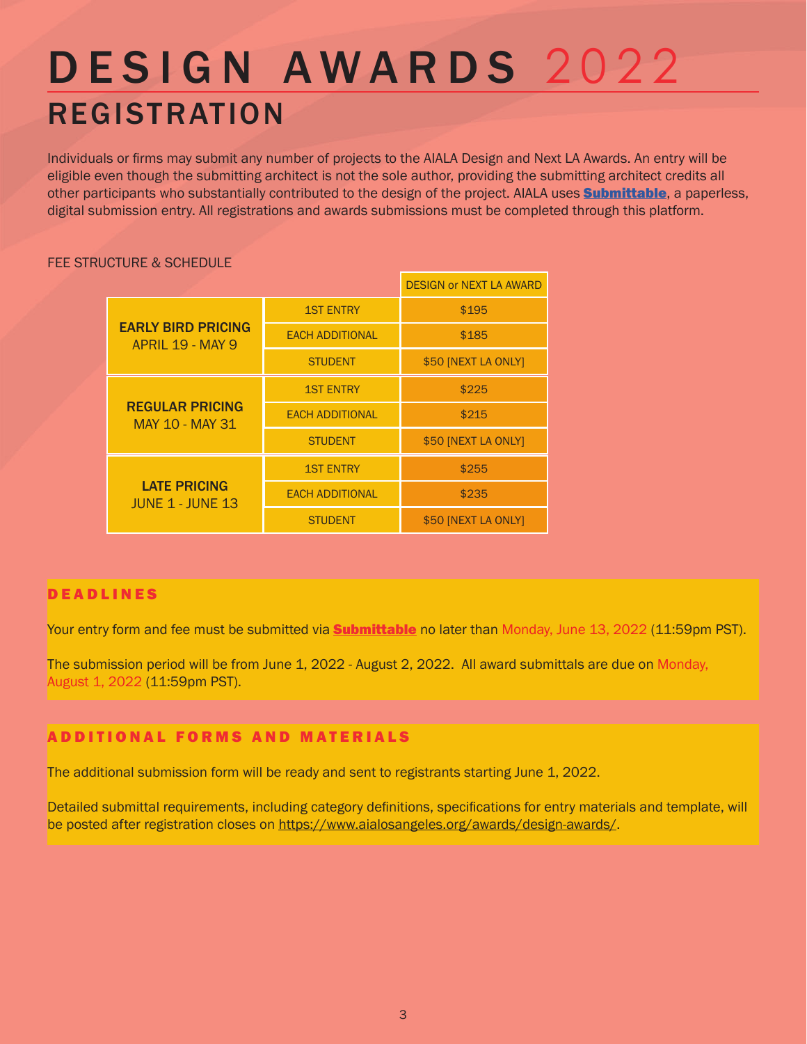# DESIGN AWARDS 2022

## REGISTRATION

Individuals or firms may submit any number of projects to the AIALA Design and Next LA Awards. An entry will be eligible even though the submitting architect is not the sole author, providing the submitting architect credits all other participants who substantially contributed to the design of the project. AIALA uses **Submittable**, a paperless, digital submission entry. All registrations and awards submissions must be completed through this platform.

FEE STRUCTURE & SCHEDULE

| | | DESIGN or NEXT LA AWARD |
|---|---|---|
| **EARLY BIRD PRICING** APRIL 19 - MAY 9 | 1ST ENTRY | $195 |
| | EACH ADDITIONAL | $185 |
| | STUDENT | $50 [NEXT LA ONLY] |
| **REGULAR PRICING** MAY 10 - MAY 31 | 1ST ENTRY | $225 |
| | EACH ADDITIONAL | $215 |
| | STUDENT | $50 [NEXT LA ONLY] |
| **LATE PRICING** JUNE 1 - JUNE 13 | 1ST ENTRY | $255 |
| | EACH ADDITIONAL | $235 |
| | STUDENT | $50 [NEXT LA ONLY] |

### DEADLINES

Your entry form and fee must be submitted via **Submittable** no later than Monday, June 13, 2022 (11:59pm PST).

The submission period will be from June 1, 2022 - August 2, 2022. All award submittals are due on Monday, August 1, 2022 (11:59pm PST).

### ADDITIONAL FORMS AND MATERIALS

The additional submission form will be ready and sent to registrants starting June 1, 2022.

Detailed submittal requirements, including category definitions, specifications for entry materials and template, will be posted after registration closes on https://www.aialosangeles.org/awards/design-awards/.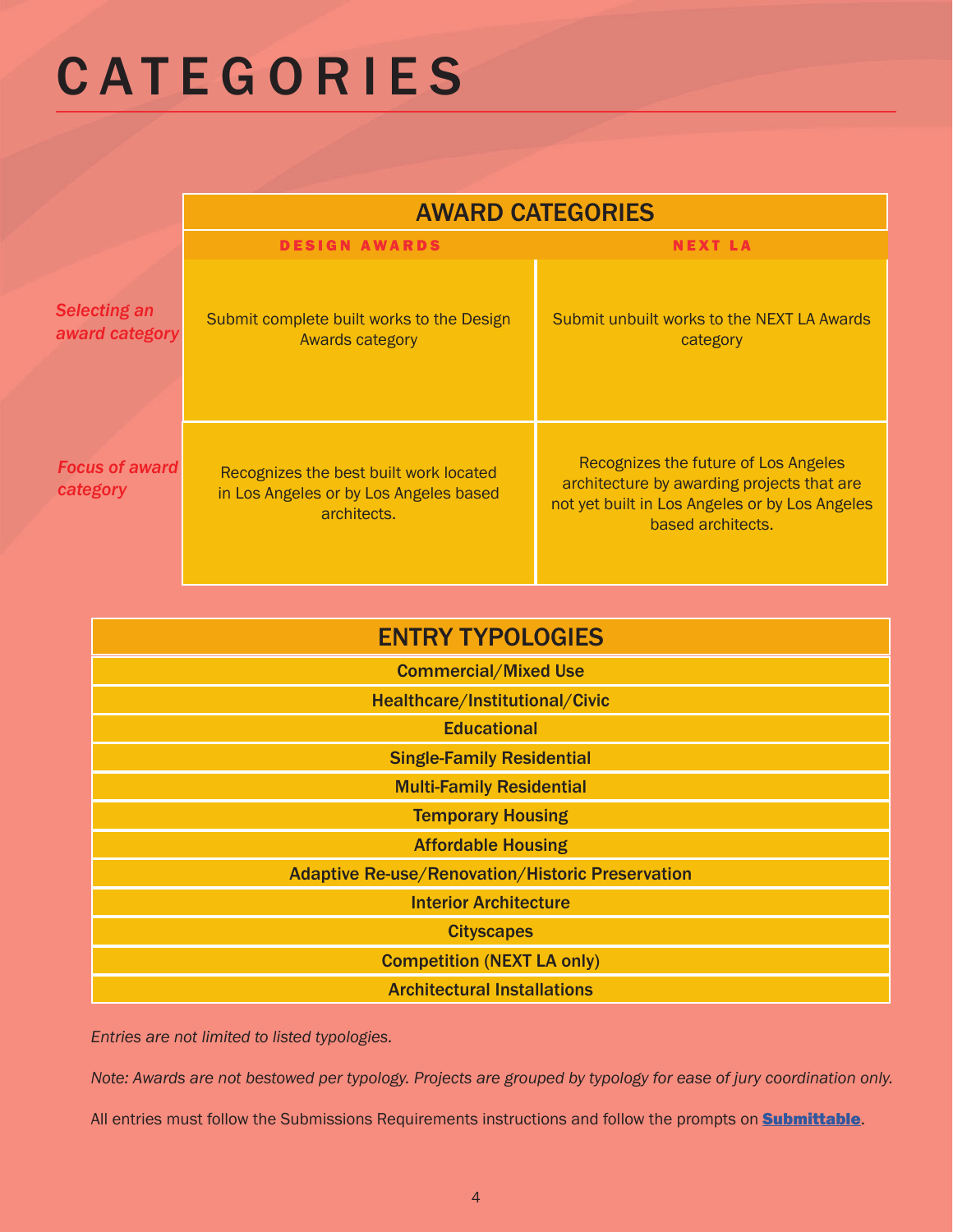# CATEGORIES

| | AWARD CATEGORIES | |
|---|---|---|
| | **DESIGN AWARDS** | **NEXT LA** |
| *Selecting an award category* | Submit complete built works to the Design Awards category | Submit unbuilt works to the NEXT LA Awards category |
| *Focus of award category* | Recognizes the best built work located in Los Angeles or by Los Angeles based architects. | Recognizes the future of Los Angeles architecture by awarding projects that are not yet built in Los Angeles or by Los Angeles based architects. |

| ENTRY TYPOLOGIES |
|---|
| Commercial/Mixed Use |
| Healthcare/Institutional/Civic |
| Educational |
| Single-Family Residential |
| Multi-Family Residential |
| Temporary Housing |
| Affordable Housing |
| Adaptive Re-use/Renovation/Historic Preservation |
| Interior Architecture |
| Cityscapes |
| Competition (NEXT LA only) |
| Architectural Installations |

*Entries are not limited to listed typologies.*

*Note: Awards are not bestowed per typology. Projects are grouped by typology for ease of jury coordination only.*

All entries must follow the Submissions Requirements instructions and follow the prompts on **Submittable**.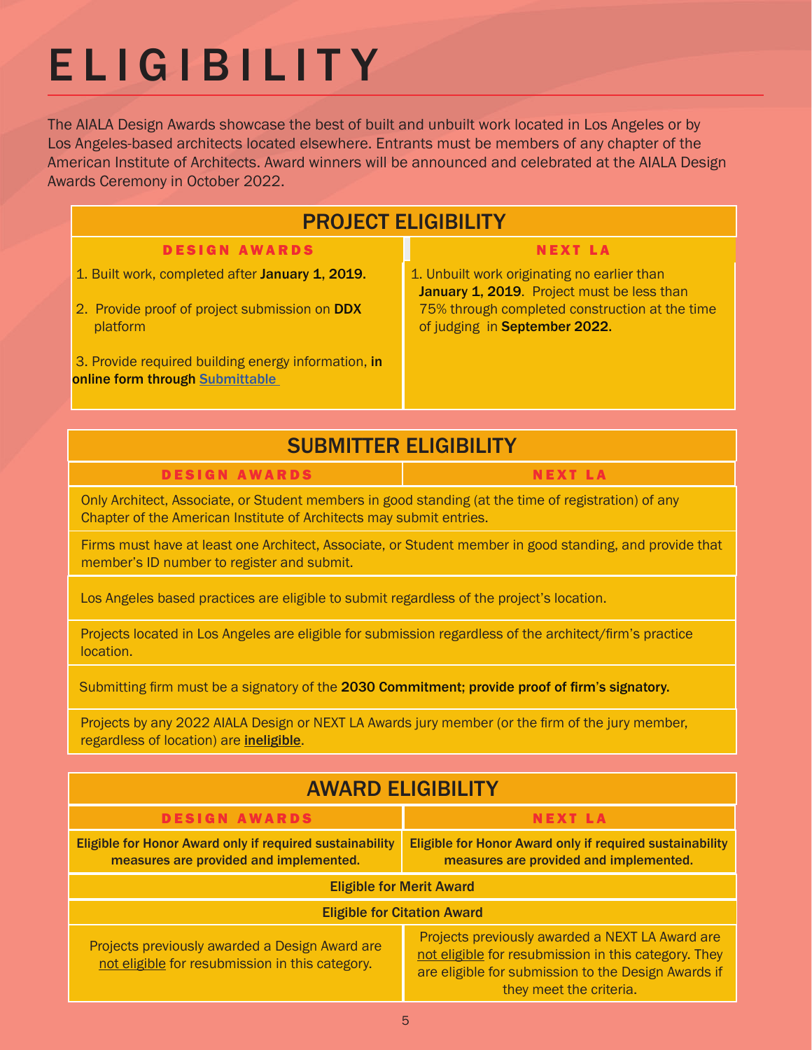# ELIGIBILITY

The AIALA Design Awards showcase the best of built and unbuilt work located in Los Angeles or by Los Angeles-based architects located elsewhere. Entrants must be members of any chapter of the American Institute of Architects. Award winners will be announced and celebrated at the AIALA Design Awards Ceremony in October 2022.

## PROJECT ELIGIBILITY

| DESIGN AWARDS | NEXT LA |
|---|---|
| 1. Built work, completed after **January 1, 2019.**<br>2. Provide proof of project submission on **DDX** platform<br>3. Provide required building energy information, **in online form through Submittable** | 1. Unbuilt work originating no earlier than **January 1, 2019**. Project must be less than 75% through completed construction at the time of judging in **September 2022.** |

## SUBMITTER ELIGIBILITY

| DESIGN AWARDS | NEXT LA |
|---|---|
| Only Architect, Associate, or Student members in good standing (at the time of registration) of any Chapter of the American Institute of Architects may submit entries. | |
| Firms must have at least one Architect, Associate, or Student member in good standing, and provide that member's ID number to register and submit. | |
| Los Angeles based practices are eligible to submit regardless of the project's location. | |
| Projects located in Los Angeles are eligible for submission regardless of the architect/firm's practice location. | |
| Submitting firm must be a signatory of the **2030 Commitment; provide proof of firm's signatory.** | |
| Projects by any 2022 AIALA Design or NEXT LA Awards jury member (or the firm of the jury member, regardless of location) are ineligible. | |

## AWARD ELIGIBILITY

| DESIGN AWARDS | NEXT LA |
|---|---|
| **Eligible for Honor Award only if required sustainability measures are provided and implemented.** | **Eligible for Honor Award only if required sustainability measures are provided and implemented.** |
| **Eligible for Merit Award** | |
| **Eligible for Citation Award** | |
| Projects previously awarded a Design Award are not eligible for resubmission in this category. | Projects previously awarded a NEXT LA Award are not eligible for resubmission in this category. They are eligible for submission to the Design Awards if they meet the criteria. |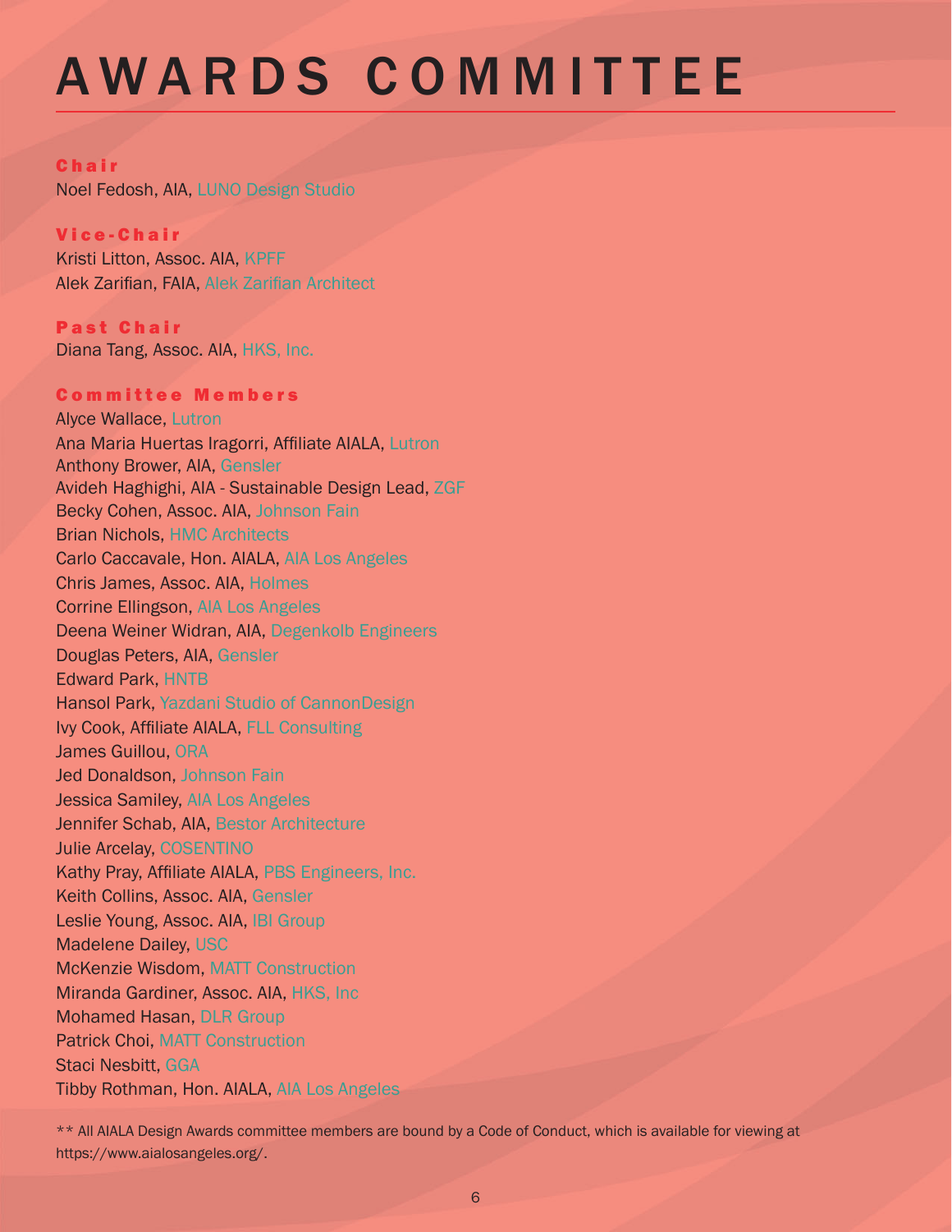# AWARDS COMMITTEE

### Chair

Noel Fedosh, AIA, LUNO Design Studio

### Vice-Chair

Kristi Litton, Assoc. AIA, KPFF
Alek Zarifian, FAIA, Alek Zarifian Architect

### Past Chair

Diana Tang, Assoc. AIA, HKS, Inc.

### Committee Members

Alyce Wallace, Lutron
Ana Maria Huertas Iragorri, Affiliate AIALA, Lutron
Anthony Brower, AIA, Gensler
Avideh Haghighi, AIA - Sustainable Design Lead, ZGF
Becky Cohen, Assoc. AIA, Johnson Fain
Brian Nichols, HMC Architects
Carlo Caccavale, Hon. AIALA, AIA Los Angeles
Chris James, Assoc. AIA, Holmes
Corrine Ellingson, AIA Los Angeles
Deena Weiner Widran, AIA, Degenkolb Engineers
Douglas Peters, AIA, Gensler
Edward Park, HNTB
Hansol Park, Yazdani Studio of CannonDesign
Ivy Cook, Affiliate AIALA, FLL Consulting
James Guillou, ORA
Jed Donaldson, Johnson Fain
Jessica Samiley, AIA Los Angeles
Jennifer Schab, AIA, Bestor Architecture
Julie Arcelay, COSENTINO
Kathy Pray, Affiliate AIALA, PBS Engineers, Inc.
Keith Collins, Assoc. AIA, Gensler
Leslie Young, Assoc. AIA, IBI Group
Madelene Dailey, USC
McKenzie Wisdom, MATT Construction
Miranda Gardiner, Assoc. AIA, HKS, Inc
Mohamed Hasan, DLR Group
Patrick Choi, MATT Construction
Staci Nesbitt, GGA
Tibby Rothman, Hon. AIALA, AIA Los Angeles

** All AIALA Design Awards committee members are bound by a Code of Conduct, which is available for viewing at https://www.aialosangeles.org/.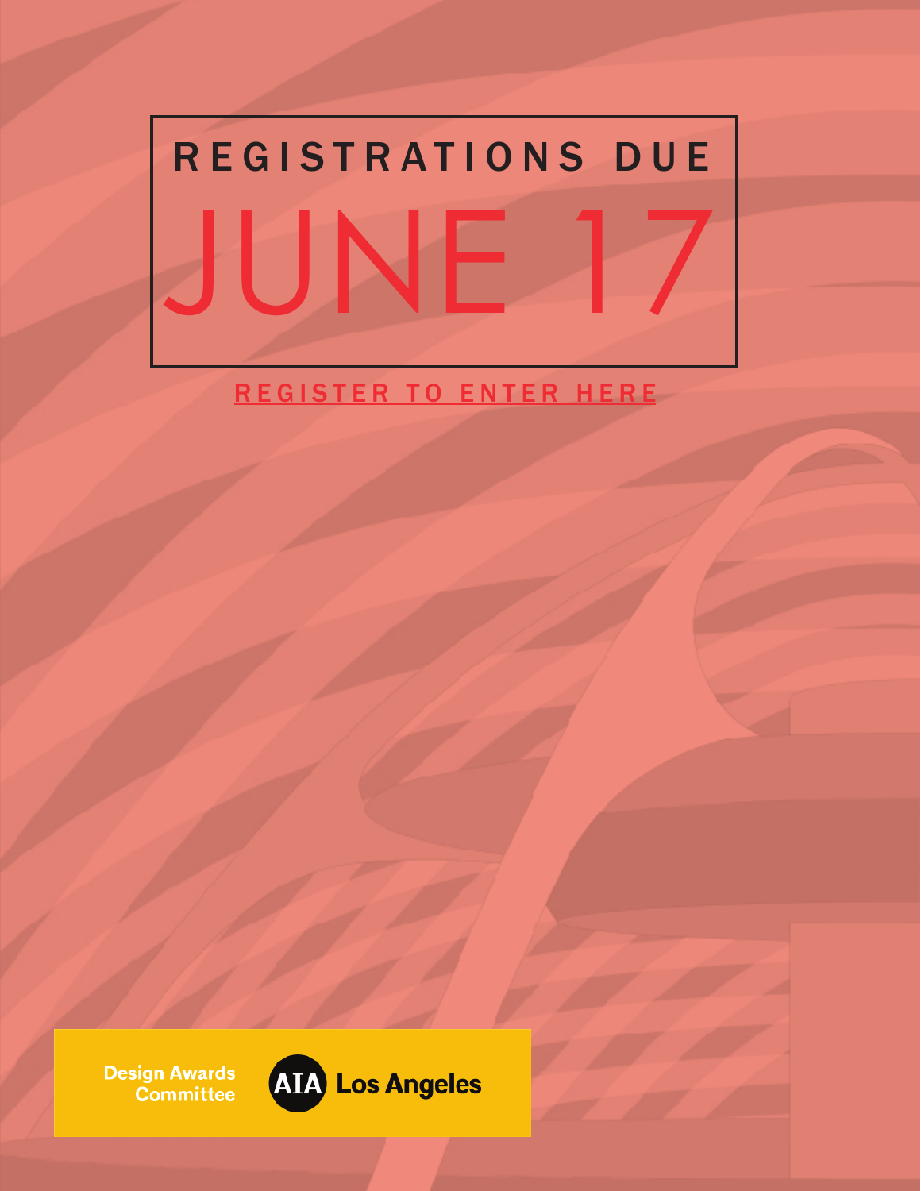# REGISTRATIONS DUE

# JUNE 17

REGISTER TO ENTER HERE

Design Awards Committee

AIA Los Angeles